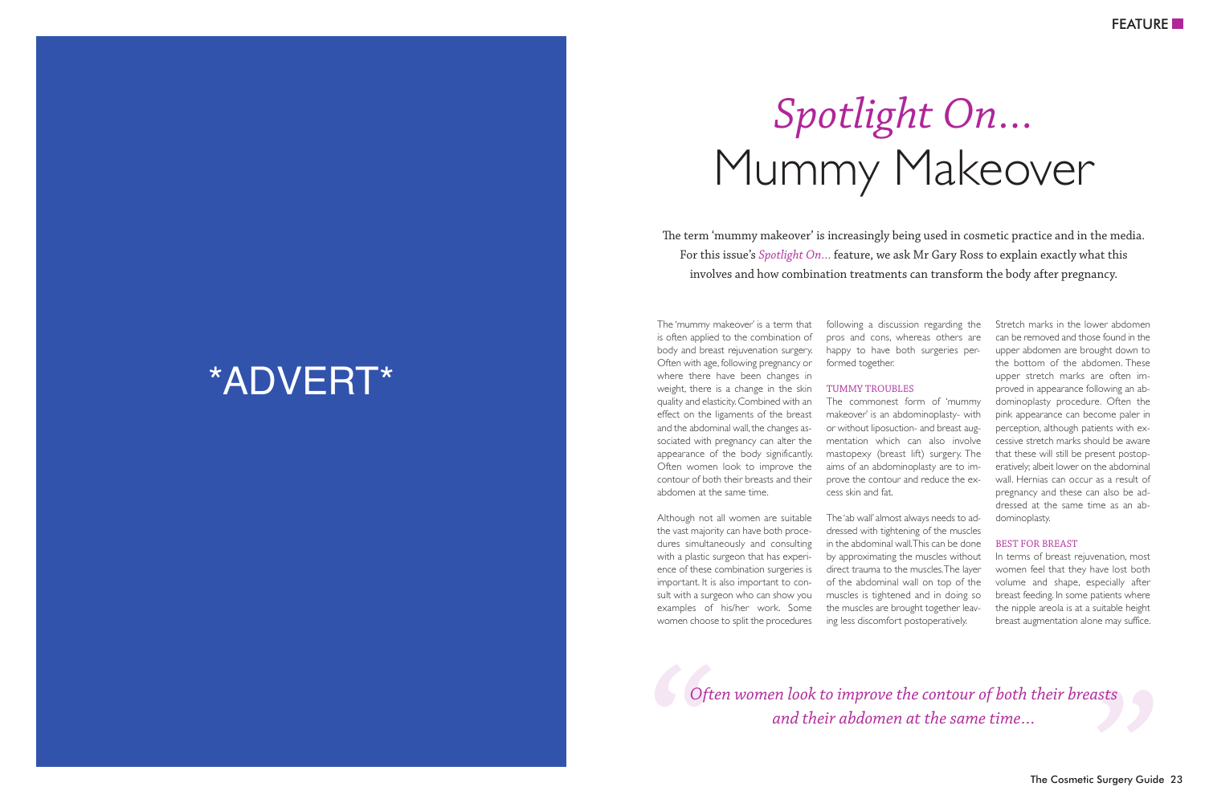\*ADVERT\*

# *Spotlight On...* Mummy Makeover

The term 'mummy makeover' is increasingly being used in cosmetic practice and in the media. For this issue's *Spotlight On...* feature, we ask Mr Gary Ross to explain exactly what this involves and how combination treatments can transform the body after pregnancy.

The 'mummy makeover' is a term that is often applied to the combination of body and breast rejuvenation surgery. Often with age, following pregnancy or where there have been changes in weight, there is a change in the skin quality and elasticity. Combined with an effect on the ligaments of the breast and the abdominal wall, the changes associated with pregnancy can alter the appearance of the body significantly. Often women look to improve the contour of both their breasts and their abdomen at the same time.

Although not all women are suitable the vast majority can have both procedures simultaneously and consulting with a plastic surgeon that has experience of these combination surgeries is important. It is also important to consult with a surgeon who can show you examples of his/her work. Some women choose to split the procedures following a discussion regarding the pros and cons, whereas others are happy to have both surgeries performed together.

### TUMMY TROUBLES

The commonest form of 'mummy makeover' is an abdominoplasty- with or without liposuction- and breast augmentation which can also involve mastopexy (breast lift) surgery. The aims of an abdominoplasty are to improve the contour and reduce the excess skin and fat.

The 'ab wall' almost always needs to addressed with tightening of the muscles in the abdominal wall. This can be done by approximating the muscles without direct trauma to the muscles. The layer of the abdominal wall on top of the muscles is tightened and in doing so the muscles are brought together leaving less discomfort postoperatively.

Stretch marks in the lower abdomen can be removed and those found in the upper abdomen are brought down to the bottom of the abdomen. These upper stretch marks are often improved in appearance following an abdominoplasty procedure. Often the pink appearance can become paler in perception, although patients with excessive stretch marks should be aware that these will still be present postoperatively; albeit lower on the abdominal wall. Hernias can occur as a result of pregnancy and these can also be addressed at the same time as an abdominoplasty.

### BEST FOR BREAST

In terms of breast rejuvenation, most women feel that they have lost both volume and shape, especially after breast feeding. In some patients where the nipple areola is at a suitable height breast augmentation alone may suffice.

> *Often women look to improve the contour of both their breasts and their abdomen at the same time...*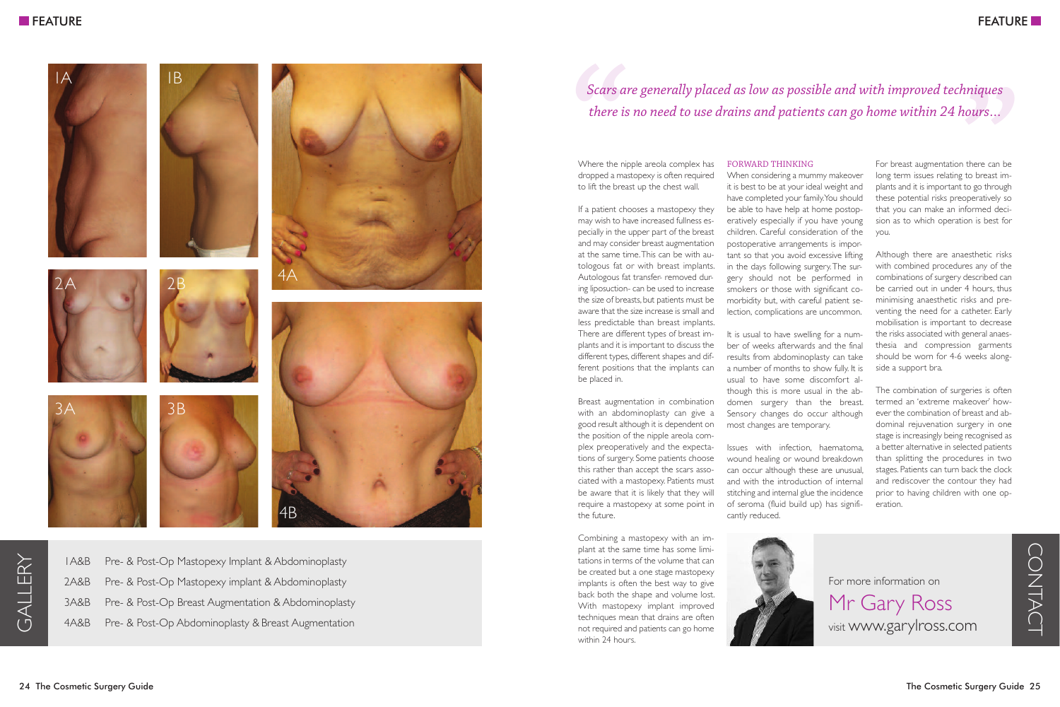*Scars are generally placed as low as possible and with improved techniques there is no need to use drains and patients can go home within 24 hours...*

Where the nipple areola complex has dropped a mastopexy is often required to lift the breast up the chest wall.

If a patient chooses a mastopexy they may wish to have increased fullness especially in the upper part of the breast and may consider breast augmentation at the same time. This can be with autologous fat or with breast implants. Autologous fat transfer- removed during liposuction- can be used to increase the size of breasts, but patients must be aware that the size increase is small and less predictable than breast implants. There are different types of breast implants and it is important to discuss the different types, different shapes and different positions that the implants can be placed in.

Breast augmentation in combination with an abdominoplasty can give a good result although it is dependent on the position of the nipple areola complex preoperatively and the expectations of surgery. Some patients choose this rather than accept the scars associated with a mastopexy. Patients must be aware that it is likely that they will require a mastopexy at some point in the future.

Combining a mastopexy with an implant at the same time has some limitations in terms of the volume that can be created but a one stage mastopexy implants is often the best way to give back both the shape and volume lost. With mastopexy implant improved techniques mean that drains are often not required and patients can go home within 24 hours.

## FORWARD THINKING

When considering a mummy makeover it is best to be at your ideal weight and have completed your family. You should be able to have help at home postoperatively especially if you have young children. Careful consideration of the postoperative arrangements is important so that you avoid excessive lifting in the days following surgery. The surgery should not be performed in smokers or those with significant comorbidity but, with careful patient selection, complications are uncommon.

It is usual to have swelling for a number of weeks afterwards and the final results from abdominoplasty can take a number of months to show fully. It is usual to have some discomfort although this is more usual in the abdomen surgery than the breast. Sensory changes do occur although most changes are temporary.

Issues with infection, haematoma, wound healing or wound breakdown can occur although these are unusual, and with the introduction of internal stitching and internal glue the incidence of seroma (fluid build up) has significantly reduced.

For breast augmentation there can be long term issues relating to breast implants and it is important to go through these potential risks preoperatively so that you can make an informed decision as to which operation is best for you.

Although there are anaesthetic risks with combined procedures any of the combinations of surgery described can be carried out in under 4 hours, thus minimising anaesthetic risks and preventing the need for a catheter. Early mobilisation is important to decrease the risks associated with general anaesthesia and compression garments should be worn for 4-6 weeks alongside a support bra.

The combination of surgeries is often termed an 'extreme makeover' however the combination of breast and abdominal rejuvenation surgery in one stage is increasingly being recognised as a better alternative in selected patients than splitting the procedures in two stages. Patients can turn back the clock and rediscover the contour they had prior to having children with one operation.

## GALLERY

| | |
|---|---|
| 1A&B | Pre- & Post-Op Mastopexy Implant & Abdominoplasty |
| 2A&B | Pre- & Post-Op Mastopexy implant & Abdominoplasty |
| 3A&B | Pre- & Post-Op Breast Augmentation & Abdominoplasty |
| 4A&B | Pre- & Post-Op Abdominoplasty & Breast Augmentation |

## CONTACT

For more information on
Mr Gary Ross
visit www.garylross.com